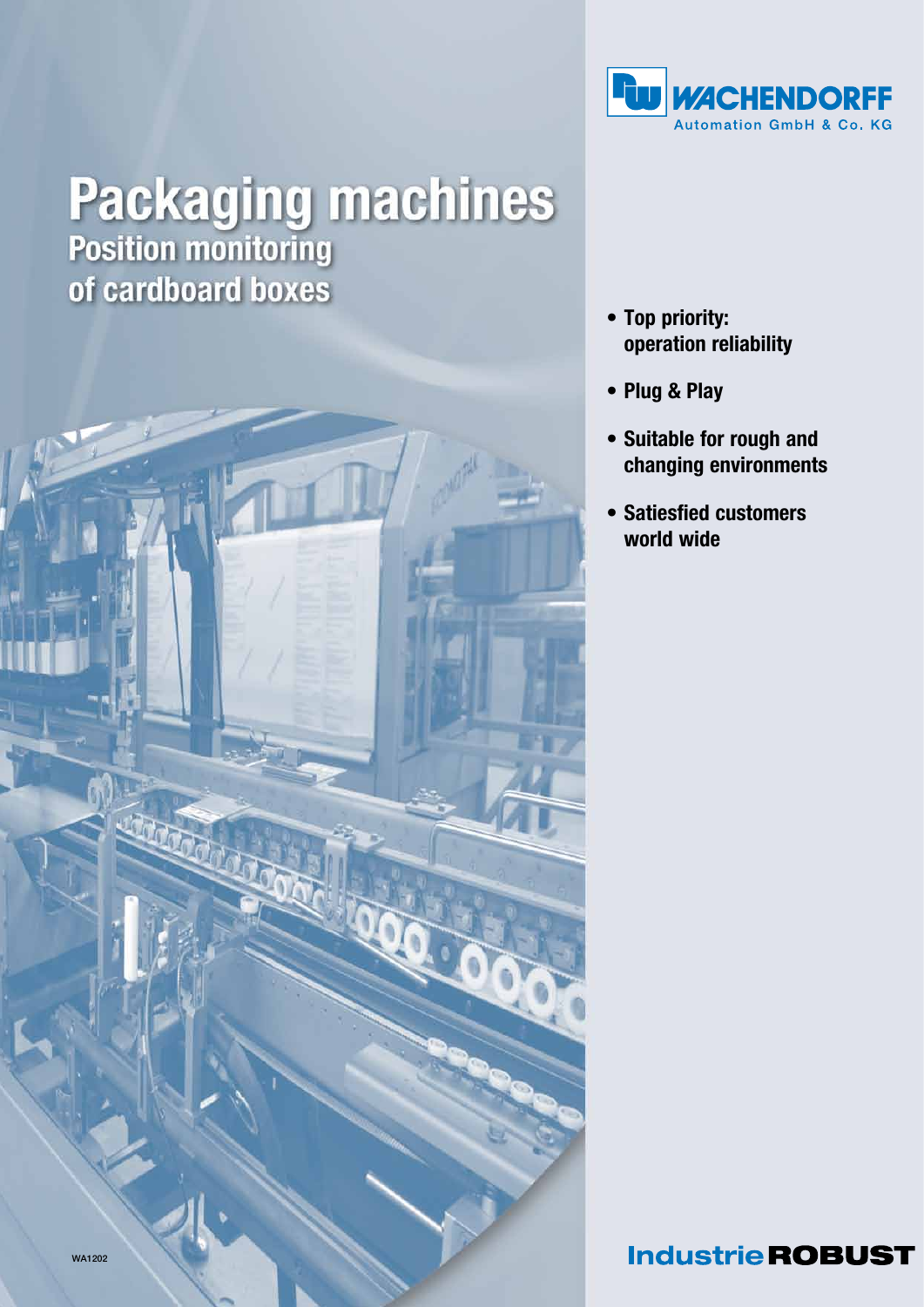WACHENDORFF

Automation GmbH & Co. KG

# Packaging machines

## Position monitoring of cardboard boxes

- **Top priority: operation reliability**
- **Plug & Play**
- **Suitable for rough and changing environments**
- **Satiesfied customers world wide**

WA1202

**Industrie ROBUST**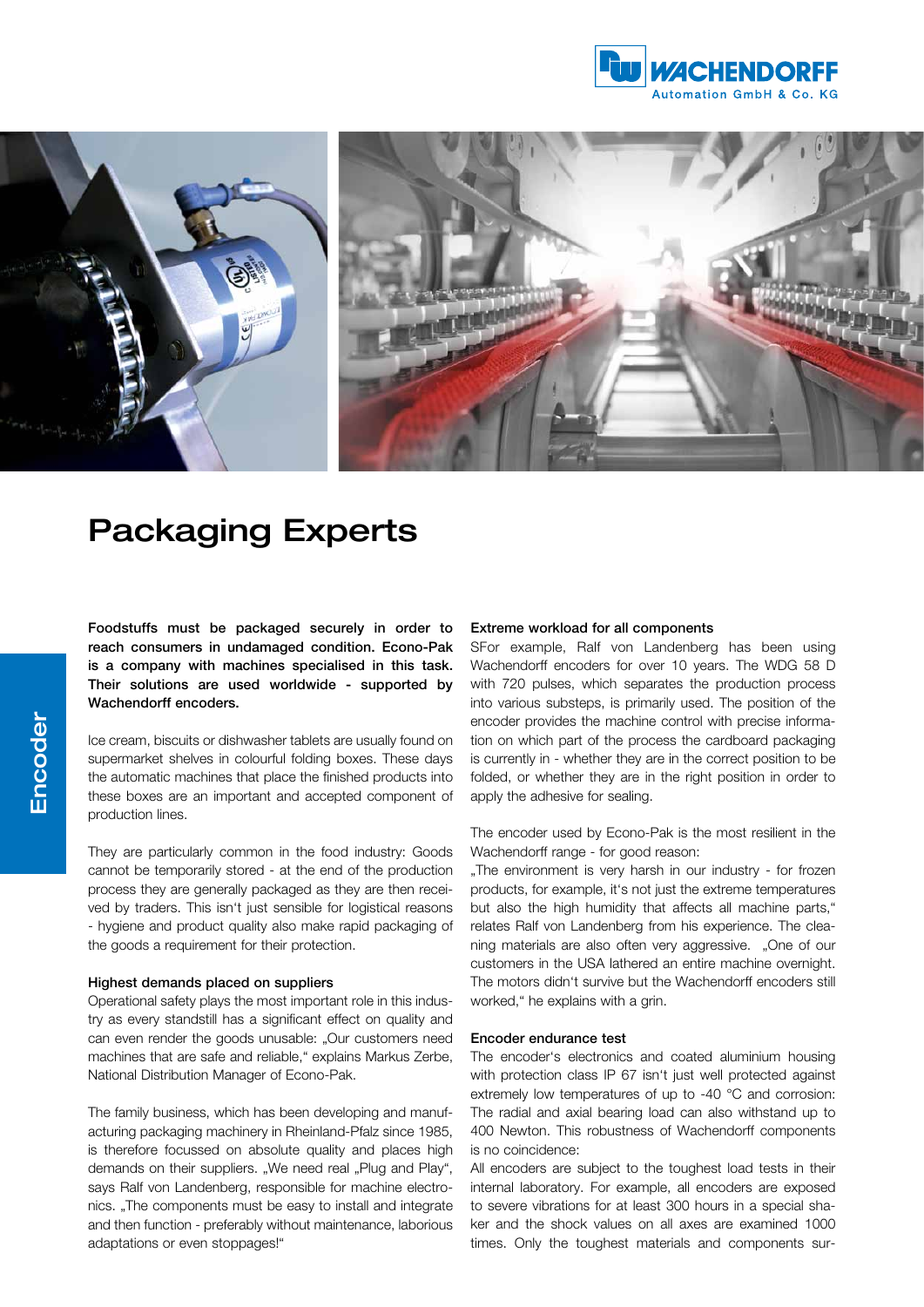# Packaging Experts

**Foodstuffs must be packaged securely in order to reach consumers in undamaged condition. Econo-Pak is a company with machines specialised in this task. Their solutions are used worldwide - supported by Wachendorff encoders.**

Ice cream, biscuits or dishwasher tablets are usually found on supermarket shelves in colourful folding boxes. These days the automatic machines that place the finished products into these boxes are an important and accepted component of production lines.

They are particularly common in the food industry: Goods cannot be temporarily stored - at the end of the production process they are generally packaged as they are then received by traders. This isn't just sensible for logistical reasons - hygiene and product quality also make rapid packaging of the goods a requirement for their protection.

### Highest demands placed on suppliers

Operational safety plays the most important role in this industry as every standstill has a significant effect on quality and can even render the goods unusable: „Our customers need machines that are safe and reliable," explains Markus Zerbe, National Distribution Manager of Econo-Pak.

The family business, which has been developing and manufacturing packaging machinery in Rheinland-Pfalz since 1985, is therefore focussed on absolute quality and places high demands on their suppliers. „We need real „Plug and Play", says Ralf von Landenberg, responsible for machine electronics. „The components must be easy to install and integrate and then function - preferably without maintenance, laborious adaptations or even stoppages!"

### Extreme workload for all components

SFor example, Ralf von Landenberg has been using Wachendorff encoders for over 10 years. The WDG 58 D with 720 pulses, which separates the production process into various substeps, is primarily used. The position of the encoder provides the machine control with precise information on which part of the process the cardboard packaging is currently in - whether they are in the correct position to be folded, or whether they are in the right position in order to apply the adhesive for sealing.

The encoder used by Econo-Pak is the most resilient in the Wachendorff range - for good reason:
„The environment is very harsh in our industry - for frozen products, for example, it's not just the extreme temperatures but also the high humidity that affects all machine parts," relates Ralf von Landenberg from his experience. The cleaning materials are also often very aggressive. „One of our customers in the USA lathered an entire machine overnight. The motors didn't survive but the Wachendorff encoders still worked," he explains with a grin.

### Encoder endurance test

The encoder's electronics and coated aluminium housing with protection class IP 67 isn't just well protected against extremely low temperatures of up to -40 °C and corrosion: The radial and axial bearing load can also withstand up to 400 Newton. This robustness of Wachendorff components is no coincidence:
All encoders are subject to the toughest load tests in their internal laboratory. For example, all encoders are exposed to severe vibrations for at least 300 hours in a special shaker and the shock values on all axes are examined 1000 times. Only the toughest materials and components sur-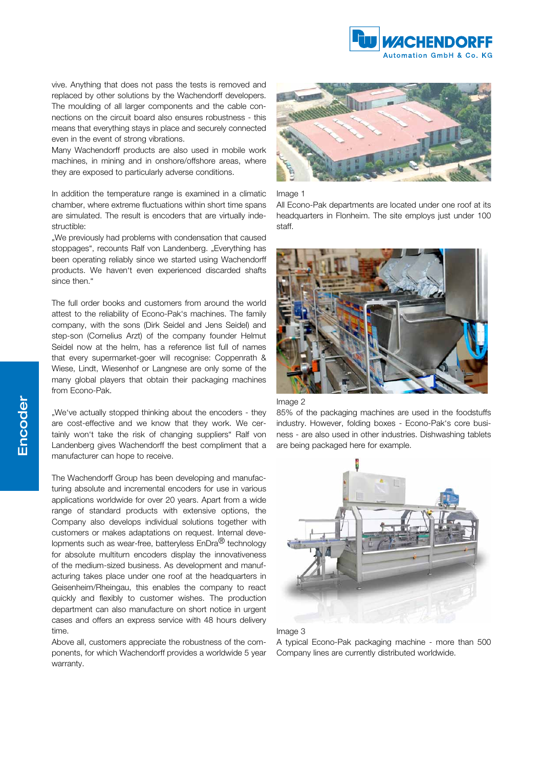vive. Anything that does not pass the tests is removed and replaced by other solutions by the Wachendorff developers. The moulding of all larger components and the cable connections on the circuit board also ensures robustness - this means that everything stays in place and securely connected even in the event of strong vibrations.

Many Wachendorff products are also used in mobile work machines, in mining and in onshore/offshore areas, where they are exposed to particularly adverse conditions.

In addition the temperature range is examined in a climatic chamber, where extreme fluctuations within short time spans are simulated. The result is encoders that are virtually indestructible:

„We previously had problems with condensation that caused stoppages", recounts Ralf von Landenberg. „Everything has been operating reliably since we started using Wachendorff products. We haven't even experienced discarded shafts since then."

The full order books and customers from around the world attest to the reliability of Econo-Pak's machines. The family company, with the sons (Dirk Seidel and Jens Seidel) and step-son (Cornelius Arzt) of the company founder Helmut Seidel now at the helm, has a reference list full of names that every supermarket-goer will recognise: Coppenrath & Wiese, Lindt, Wiesenhof or Langnese are only some of the many global players that obtain their packaging machines from Econo-Pak.

„We've actually stopped thinking about the encoders - they are cost-effective and we know that they work. We certainly won't take the risk of changing suppliers" Ralf von Landenberg gives Wachendorff the best compliment that a manufacturer can hope to receive.

The Wachendorff Group has been developing and manufacturing absolute and incremental encoders for use in various applications worldwide for over 20 years. Apart from a wide range of standard products with extensive options, the Company also develops individual solutions together with customers or makes adaptations on request. Internal developments such as wear-free, batteryless EnDra® technology for absolute multiturn encoders display the innovativeness of the medium-sized business. As development and manufacturing takes place under one roof at the headquarters in Geisenheim/Rheingau, this enables the company to react quickly and flexibly to customer wishes. The production department can also manufacture on short notice in urgent cases and offers an express service with 48 hours delivery time.

Above all, customers appreciate the robustness of the components, for which Wachendorff provides a worldwide 5 year warranty.

Image 1

All Econo-Pak departments are located under one roof at its headquarters in Flonheim. The site employs just under 100 staff.

Image 2

85% of the packaging machines are used in the foodstuffs industry. However, folding boxes - Econo-Pak's core business - are also used in other industries. Dishwashing tablets are being packaged here for example.

Image 3

A typical Econo-Pak packaging machine - more than 500 Company lines are currently distributed worldwide.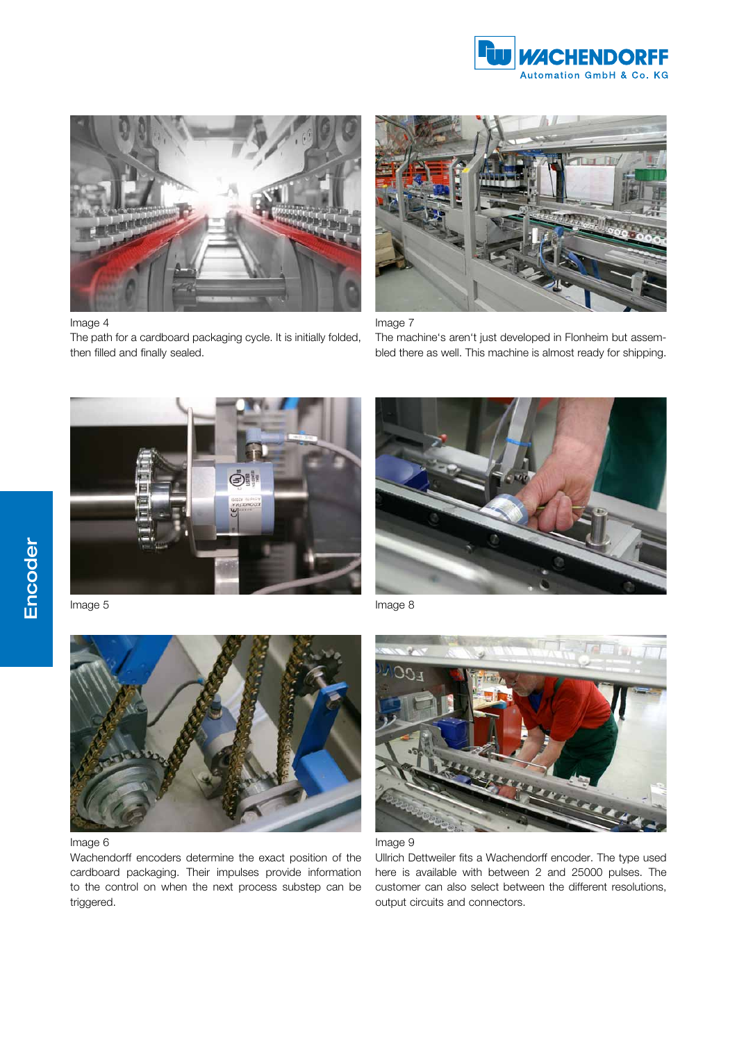Image 4
The path for a cardboard packaging cycle. It is initially folded, then filled and finally sealed.

Image 7
The machine's aren't just developed in Flonheim but assembled there as well. This machine is almost ready for shipping.

Image 5

Image 8

Image 6
Wachendorff encoders determine the exact position of the cardboard packaging. Their impulses provide information to the control on when the next process substep can be triggered.

Image 9
Ullrich Dettweiler fits a Wachendorff encoder. The type used here is available with between 2 and 25000 pulses. The customer can also select between the different resolutions, output circuits and connectors.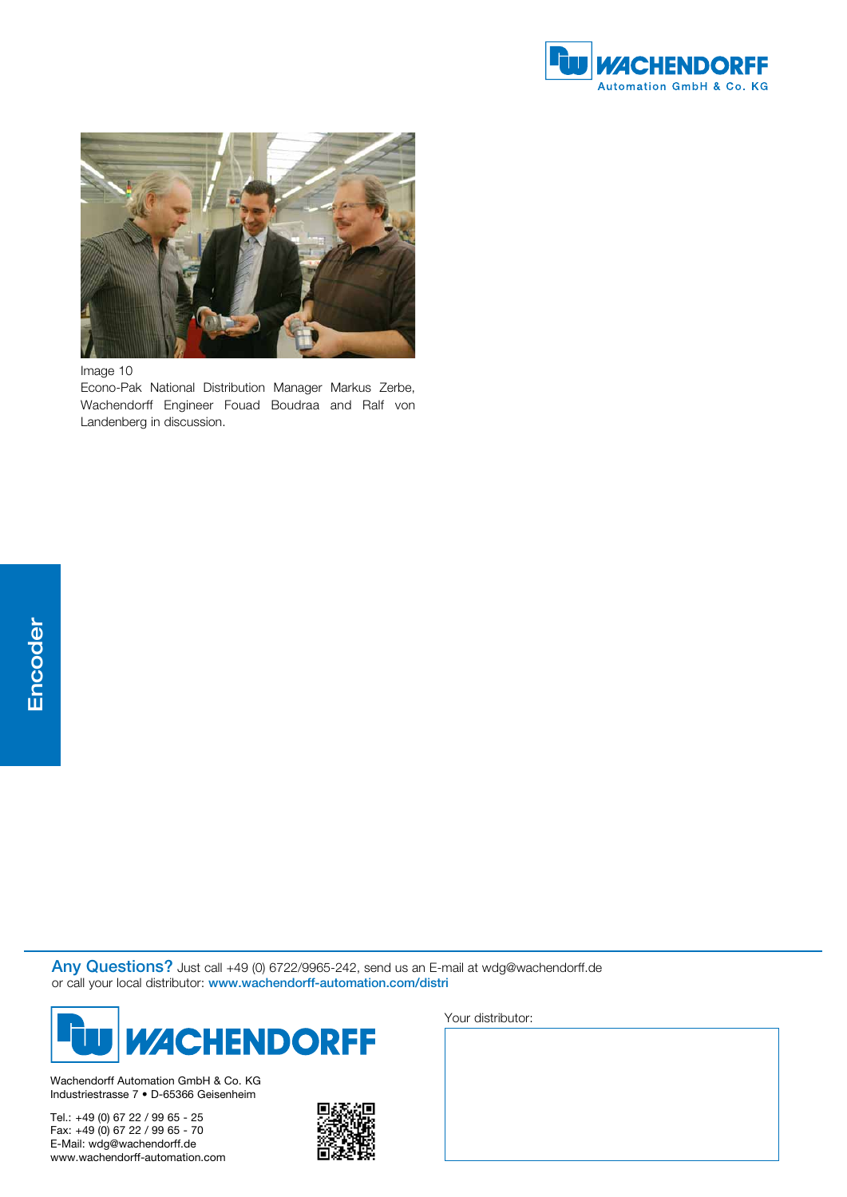Image 10
Econo-Pak National Distribution Manager Markus Zerbe, Wachendorff Engineer Fouad Boudraa and Ralf von Landenberg in discussion.

**Any Questions?** Just call +49 (0) 6722/9965-242, send us an E-mail at wdg@wachendorff.de
or call your local distributor: **www.wachendorff-automation.com/distri**

Wachendorff Automation GmbH & Co. KG
Industriestrasse 7 • D-65366 Geisenheim

Tel.: +49 (0) 67 22 / 99 65 - 25
Fax: +49 (0) 67 22 / 99 65 - 70
E-Mail: wdg@wachendorff.de
www.wachendorff-automation.com

Your distributor: